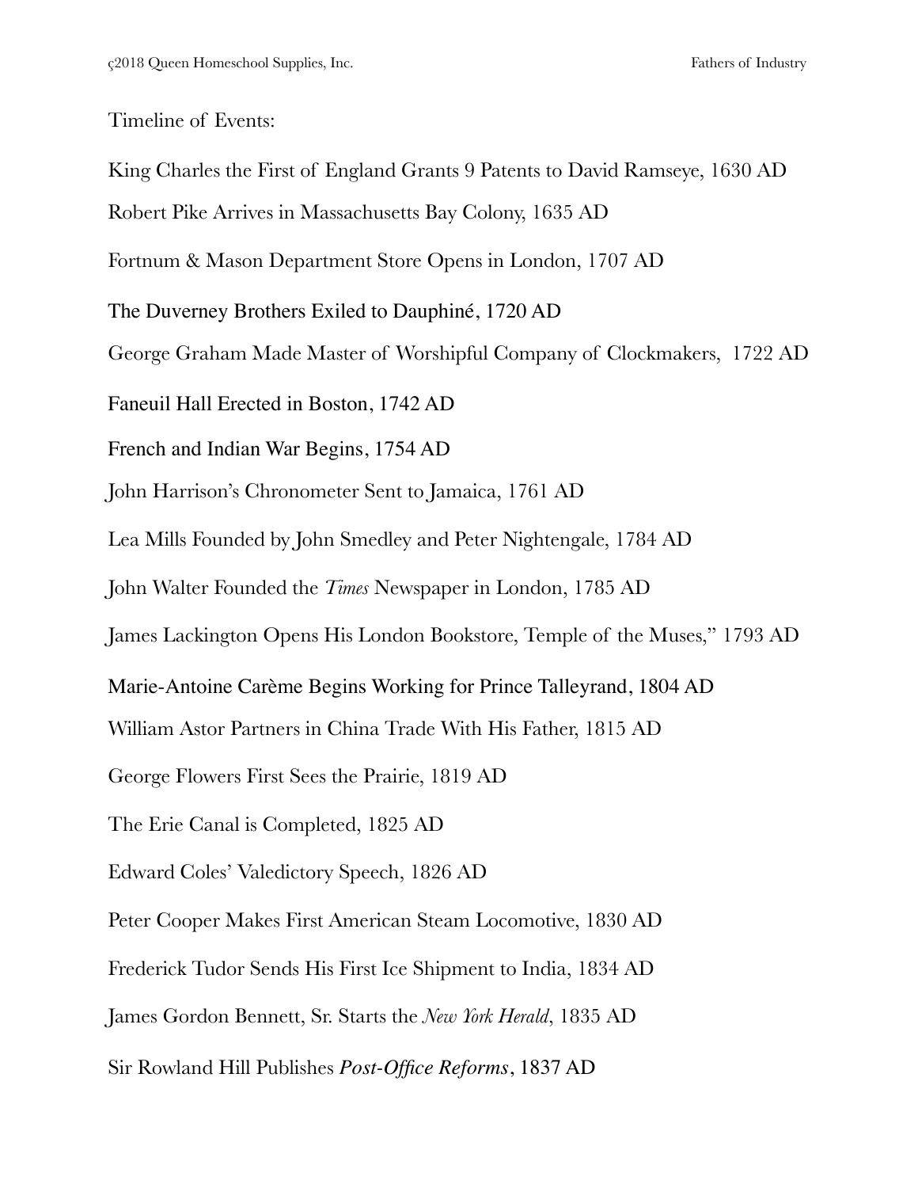Timeline of Events:

King Charles the First of England Grants 9 Patents to David Ramseye, 1630 AD

Robert Pike Arrives in Massachusetts Bay Colony, 1635 AD

Fortnum & Mason Department Store Opens in London, 1707 AD

The Duverney Brothers Exiled to Dauphiné, 1720 AD

George Graham Made Master of Worshipful Company of Clockmakers, 1722 AD

Faneuil Hall Erected in Boston, 1742 AD

French and Indian War Begins, 1754 AD

John Harrison's Chronometer Sent to Jamaica, 1761 AD

Lea Mills Founded by John Smedley and Peter Nightengale, 1784 AD

John Walter Founded the *Times* Newspaper in London, 1785 AD

James Lackington Opens His London Bookstore, Temple of the Muses," 1793 AD

Marie-Antoine Carème Begins Working for Prince Talleyrand, 1804 AD

William Astor Partners in China Trade With His Father, 1815 AD

George Flowers First Sees the Prairie, 1819 AD

The Erie Canal is Completed, 1825 AD

Edward Coles' Valedictory Speech, 1826 AD

Peter Cooper Makes First American Steam Locomotive, 1830 AD

Frederick Tudor Sends His First Ice Shipment to India, 1834 AD

James Gordon Bennett, Sr. Starts the *New York Herald*, 1835 AD

Sir Rowland Hill Publishes *Post-Office Reforms*, 1837 AD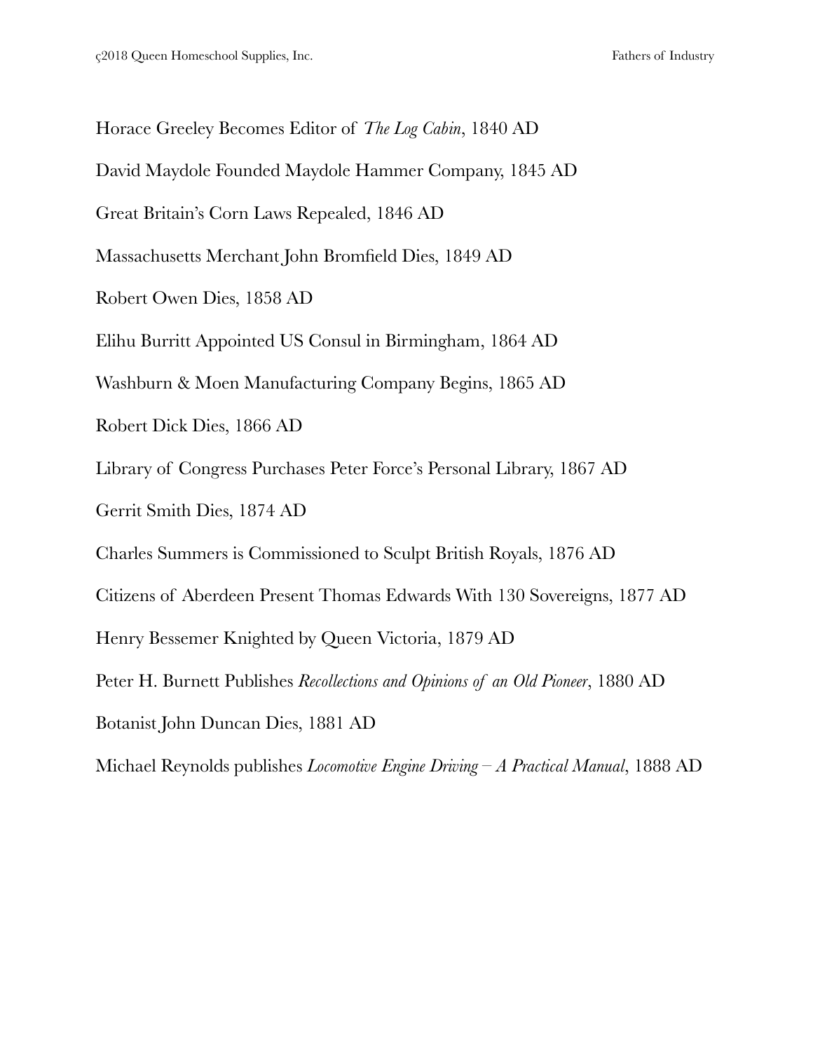Horace Greeley Becomes Editor of *The Log Cabin*, 1840 AD

David Maydole Founded Maydole Hammer Company, 1845 AD

Great Britain's Corn Laws Repealed, 1846 AD

Massachusetts Merchant John Bromfield Dies, 1849 AD

Robert Owen Dies, 1858 AD

Elihu Burritt Appointed US Consul in Birmingham, 1864 AD

Washburn & Moen Manufacturing Company Begins, 1865 AD

Robert Dick Dies, 1866 AD

Library of Congress Purchases Peter Force's Personal Library, 1867 AD

Gerrit Smith Dies, 1874 AD

Charles Summers is Commissioned to Sculpt British Royals, 1876 AD

Citizens of Aberdeen Present Thomas Edwards With 130 Sovereigns, 1877 AD

Henry Bessemer Knighted by Queen Victoria, 1879 AD

Peter H. Burnett Publishes *Recollections and Opinions of an Old Pioneer*, 1880 AD

Botanist John Duncan Dies, 1881 AD

Michael Reynolds publishes *Locomotive Engine Driving – A Practical Manual*, 1888 AD